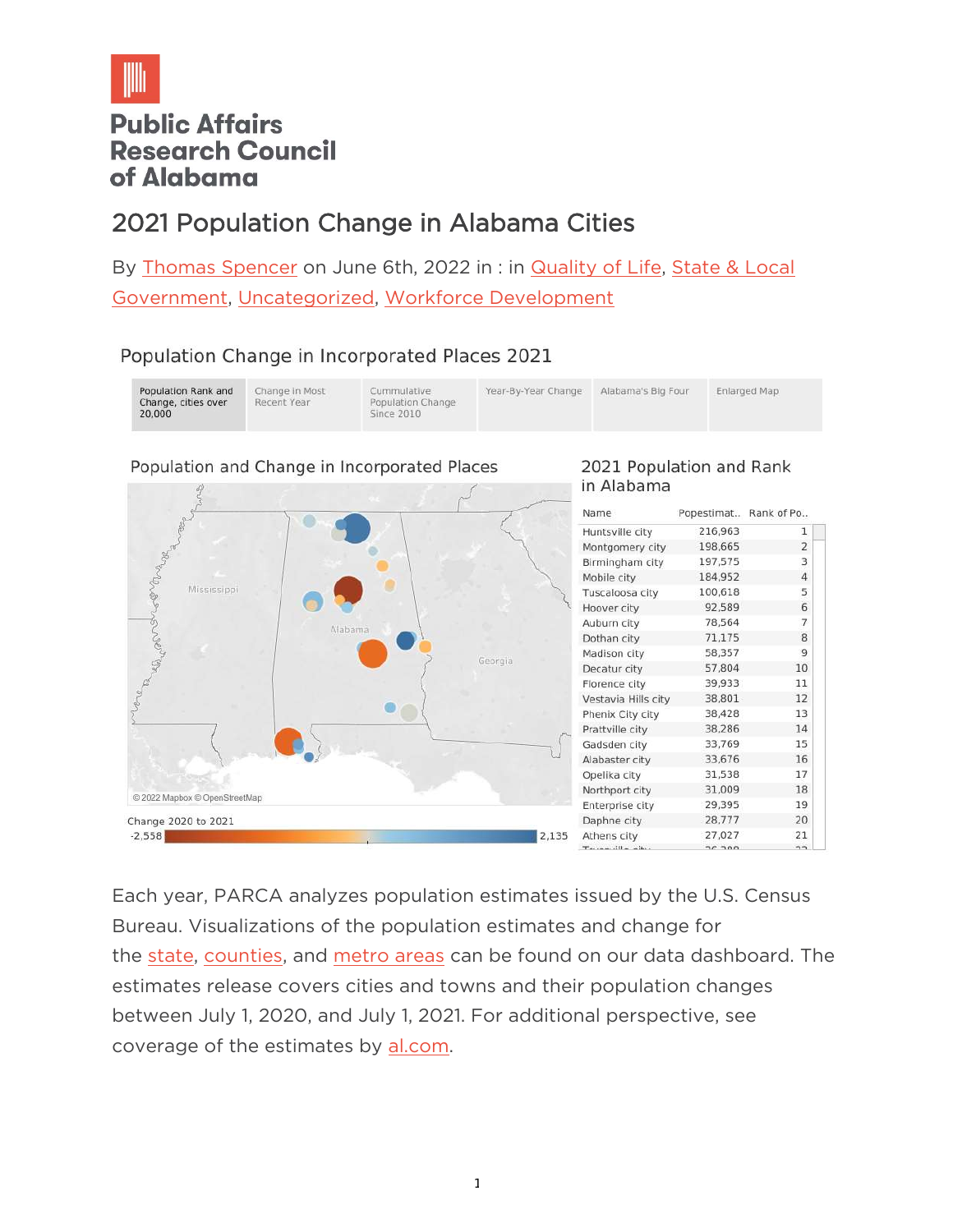**Public Affairs Research Council of Alabama**

# 2021 Population Change in Alabama Cities

By Thomas Spencer on June 6th, 2022 in : in Quality of Life, State & Local Government, Uncategorized, Workforce Development

## Population Change in Incorporated Places 2021

Population Rank and Change, cities over 20,000 | Change in Most Recent Year | Cummulative Population Change Since 2010 | Year-By-Year Change | Alabama's Big Four | Enlarged Map

### Population and Change in Incorporated Places

Mississippi | Alabama | Georgia

© 2022 Mapbox © OpenStreetMap

Change 2020 to 2021

-2,558 | 2,135

### 2021 Population and Rank in Alabama

| Name | Popestimat.. | Rank of Po.. |
|---|---|---|
| Huntsville city | 216,963 | 1 |
| Montgomery city | 198,665 | 2 |
| Birmingham city | 197,575 | 3 |
| Mobile city | 184,952 | 4 |
| Tuscaloosa city | 100,618 | 5 |
| Hoover city | 92,589 | 6 |
| Auburn city | 78,564 | 7 |
| Dothan city | 71,175 | 8 |
| Madison city | 58,357 | 9 |
| Decatur city | 57,804 | 10 |
| Florence city | 39,933 | 11 |
| Vestavia Hills city | 38,801 | 12 |
| Phenix City city | 38,428 | 13 |
| Prattville city | 38,286 | 14 |
| Gadsden city | 33,769 | 15 |
| Alabaster city | 33,676 | 16 |
| Opelika city | 31,538 | 17 |
| Northport city | 31,009 | 18 |
| Enterprise city | 29,395 | 19 |
| Daphne city | 28,777 | 20 |
| Athens city | 27,027 | 21 |

Each year, PARCA analyzes population estimates issued by the U.S. Census Bureau. Visualizations of the population estimates and change for the state, counties, and metro areas can be found on our data dashboard. The estimates release covers cities and towns and their population changes between July 1, 2020, and July 1, 2021. For additional perspective, see coverage of the estimates by al.com.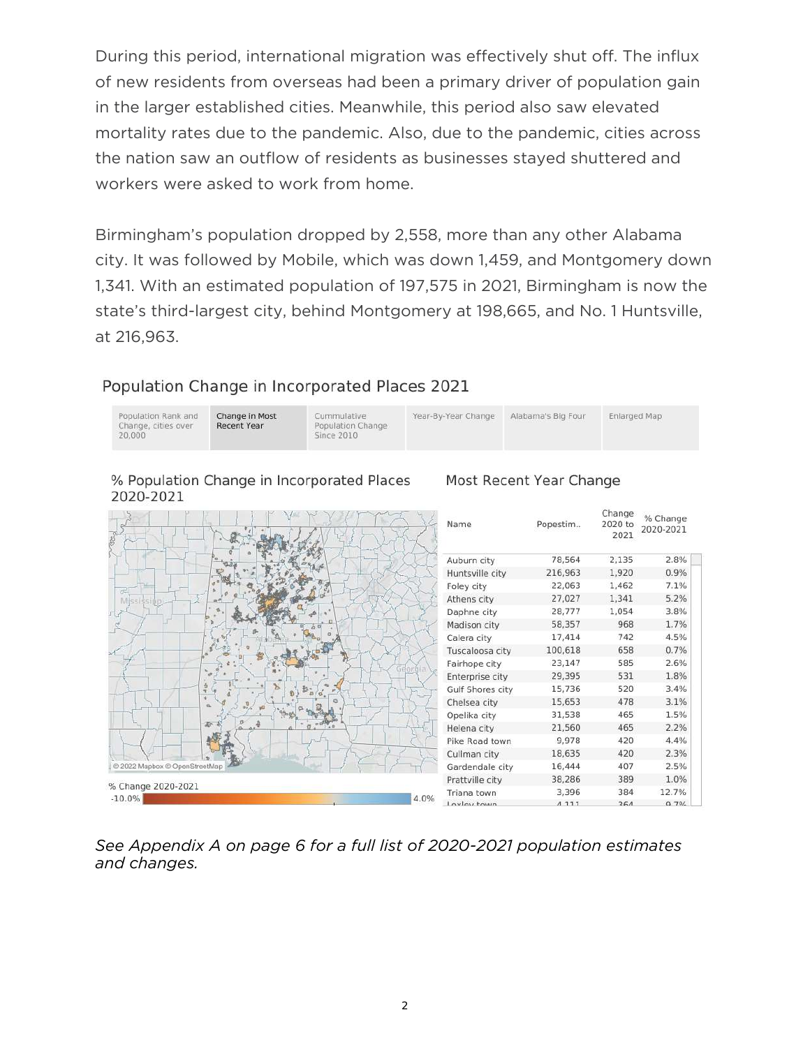During this period, international migration was effectively shut off. The influx of new residents from overseas had been a primary driver of population gain in the larger established cities. Meanwhile, this period also saw elevated mortality rates due to the pandemic. Also, due to the pandemic, cities across the nation saw an outflow of residents as businesses stayed shuttered and workers were asked to work from home.

Birmingham's population dropped by 2,558, more than any other Alabama city. It was followed by Mobile, which was down 1,459, and Montgomery down 1,341. With an estimated population of 197,575 in 2021, Birmingham is now the state's third-largest city, behind Montgomery at 198,665, and No. 1 Huntsville, at 216,963.

## Population Change in Incorporated Places 2021

Population Rank and Change, cities over 20,000 | Change in Most Recent Year | Cummulative Population Change Since 2010 | Year-By-Year Change | Alabama's Big Four | Enlarged Map

### % Population Change in Incorporated Places 2020-2021

© 2022 Mapbox © OpenStreetMap

% Change 2020-2021

-10.0% — 4.0%

### Most Recent Year Change

| Name | Popestim.. | Change 2020 to 2021 | % Change 2020-2021 |
|---|---|---|---|
| Auburn city | 78,564 | 2,135 | 2.8% |
| Huntsville city | 216,963 | 1,920 | 0.9% |
| Foley city | 22,063 | 1,462 | 7.1% |
| Athens city | 27,027 | 1,341 | 5.2% |
| Daphne city | 28,777 | 1,054 | 3.8% |
| Madison city | 58,357 | 968 | 1.7% |
| Calera city | 17,414 | 742 | 4.5% |
| Tuscaloosa city | 100,618 | 658 | 0.7% |
| Fairhope city | 23,147 | 585 | 2.6% |
| Enterprise city | 29,395 | 531 | 1.8% |
| Gulf Shores city | 15,736 | 520 | 3.4% |
| Chelsea city | 15,653 | 478 | 3.1% |
| Opelika city | 31,538 | 465 | 1.5% |
| Helena city | 21,560 | 465 | 2.2% |
| Pike Road town | 9,978 | 420 | 4.4% |
| Cullman city | 18,635 | 420 | 2.3% |
| Gardendale city | 16,444 | 407 | 2.5% |
| Prattville city | 38,286 | 389 | 1.0% |
| Triana town | 3,396 | 384 | 12.7% |
| Loxley town | 4,111 | 364 | 9.7% |

*See Appendix A on page 6 for a full list of 2020-2021 population estimates and changes.*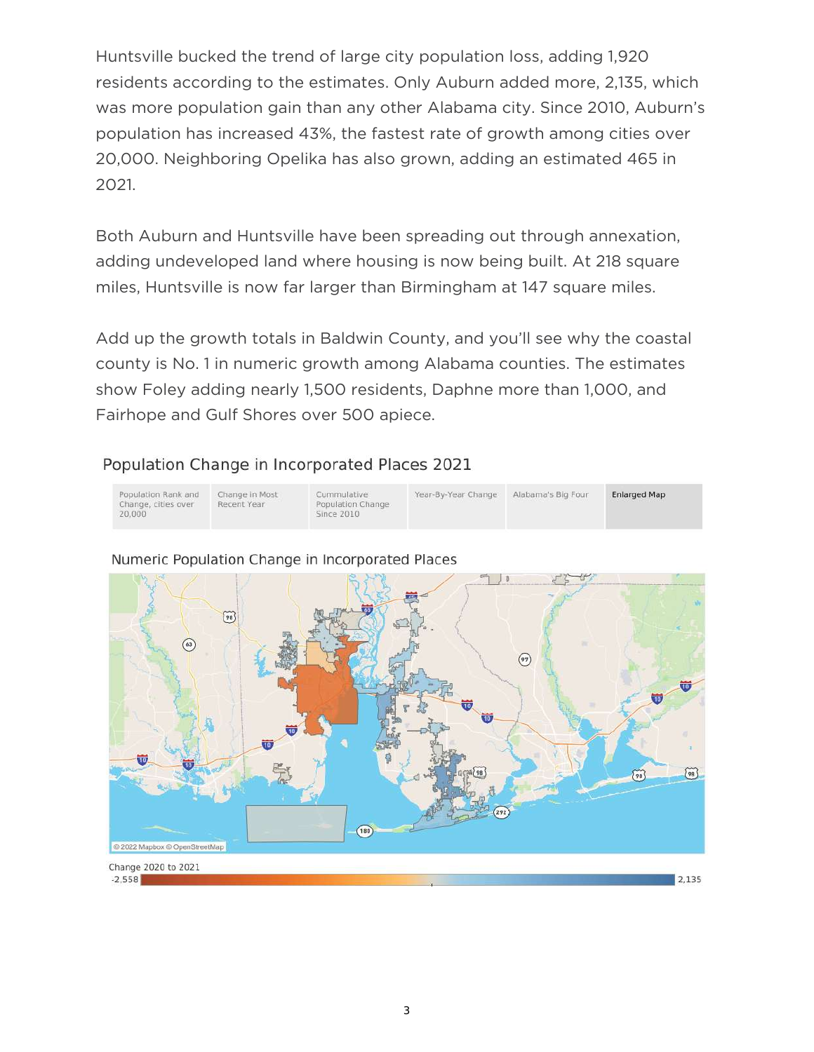Huntsville bucked the trend of large city population loss, adding 1,920 residents according to the estimates. Only Auburn added more, 2,135, which was more population gain than any other Alabama city. Since 2010, Auburn's population has increased 43%, the fastest rate of growth among cities over 20,000. Neighboring Opelika has also grown, adding an estimated 465 in 2021.

Both Auburn and Huntsville have been spreading out through annexation, adding undeveloped land where housing is now being built. At 218 square miles, Huntsville is now far larger than Birmingham at 147 square miles.

Add up the growth totals in Baldwin County, and you'll see why the coastal county is No. 1 in numeric growth among Alabama counties. The estimates show Foley adding nearly 1,500 residents, Daphne more than 1,000, and Fairhope and Gulf Shores over 500 apiece.

Population Change in Incorporated Places 2021

Population Rank and Change, cities over 20,000 | Change in Most Recent Year | Cummulative Population Change Since 2010 | Year-By-Year Change | Alabama's Big Four | Enlarged Map

Numeric Population Change in Incorporated Places

© 2022 Mapbox © OpenStreetMap

Change 2020 to 2021

-2,558 — 2,135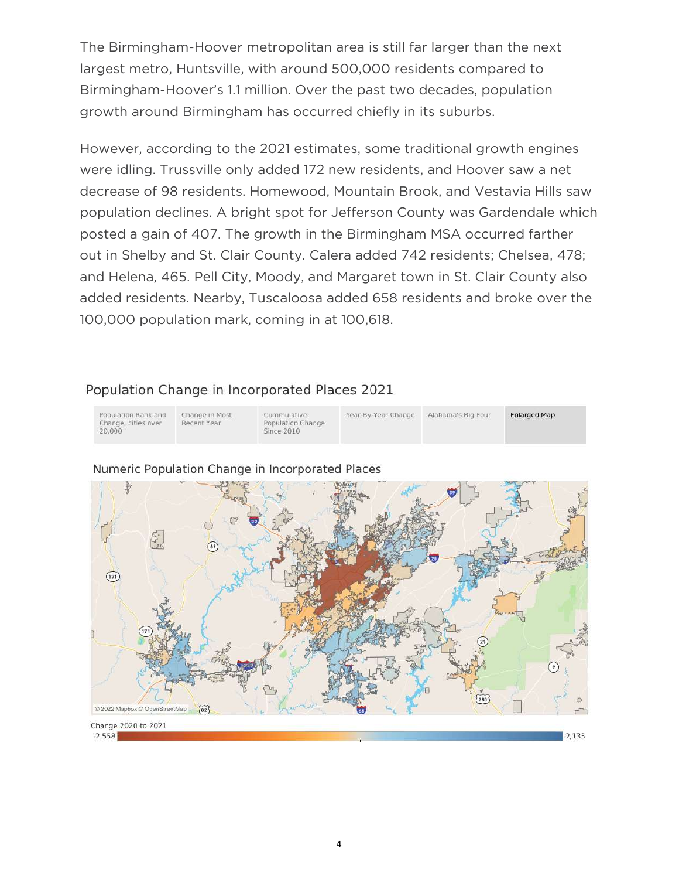The Birmingham-Hoover metropolitan area is still far larger than the next largest metro, Huntsville, with around 500,000 residents compared to Birmingham-Hoover's 1.1 million. Over the past two decades, population growth around Birmingham has occurred chiefly in its suburbs.

However, according to the 2021 estimates, some traditional growth engines were idling. Trussville only added 172 new residents, and Hoover saw a net decrease of 98 residents. Homewood, Mountain Brook, and Vestavia Hills saw population declines. A bright spot for Jefferson County was Gardendale which posted a gain of 407. The growth in the Birmingham MSA occurred farther out in Shelby and St. Clair County. Calera added 742 residents; Chelsea, 478; and Helena, 465. Pell City, Moody, and Margaret town in St. Clair County also added residents. Nearby, Tuscaloosa added 658 residents and broke over the 100,000 population mark, coming in at 100,618.

## Population Change in Incorporated Places 2021

Population Rank and Change, cities over 20,000 | Change in Most Recent Year | Cummulative Population Change Since 2010 | Year-By-Year Change | Alabama's Big Four | Enlarged Map

### Numeric Population Change in Incorporated Places

Change 2020 to 2021

-2,558 — 2,135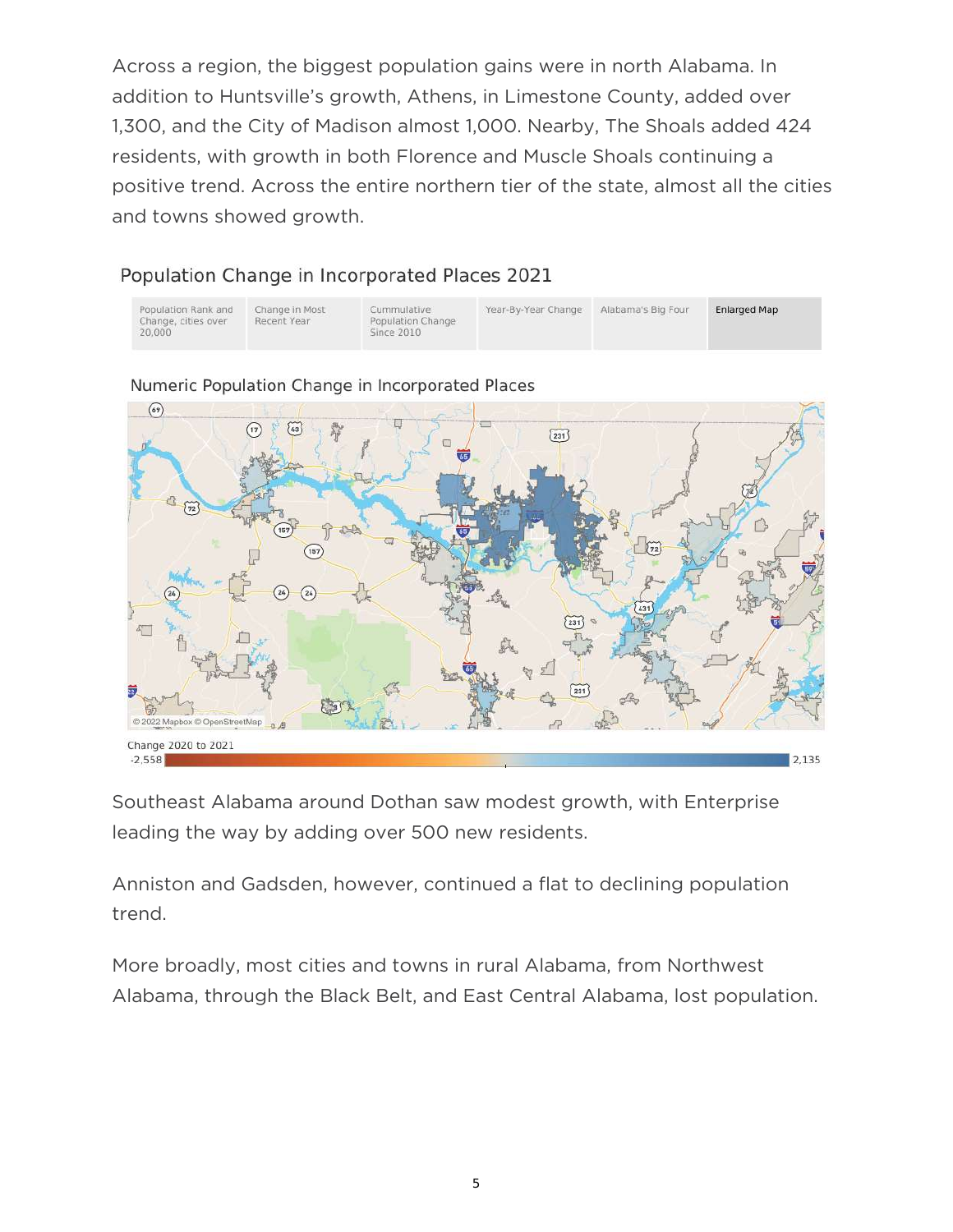Across a region, the biggest population gains were in north Alabama. In addition to Huntsville's growth, Athens, in Limestone County, added over 1,300, and the City of Madison almost 1,000. Nearby, The Shoals added 424 residents, with growth in both Florence and Muscle Shoals continuing a positive trend. Across the entire northern tier of the state, almost all the cities and towns showed growth.

Population Change in Incorporated Places 2021

| Population Rank and Change, cities over 20,000 | Change in Most Recent Year | Cummulative Population Change Since 2010 | Year-By-Year Change | Alabama's Big Four | Enlarged Map |
|---|---|---|---|---|---|

Numeric Population Change in Incorporated Places

Change 2020 to 2021
-2,558 — 2,135

Southeast Alabama around Dothan saw modest growth, with Enterprise leading the way by adding over 500 new residents.

Anniston and Gadsden, however, continued a flat to declining population trend.

More broadly, most cities and towns in rural Alabama, from Northwest Alabama, through the Black Belt, and East Central Alabama, lost population.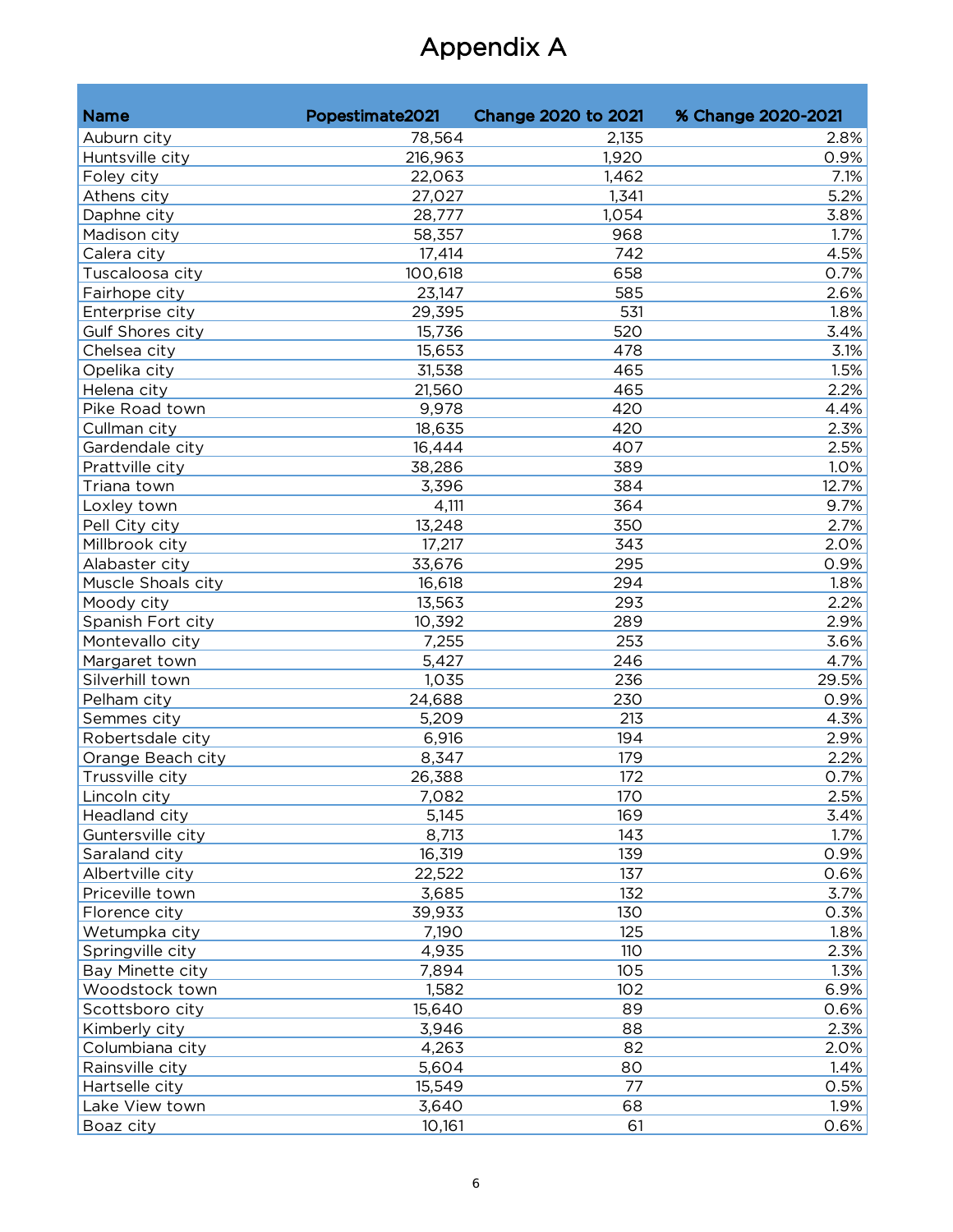# Appendix A

| Name | Popestimate2021 | Change 2020 to 2021 | % Change 2020-2021 |
|---|---|---|---|
| Auburn city | 78,564 | 2,135 | 2.8% |
| Huntsville city | 216,963 | 1,920 | 0.9% |
| Foley city | 22,063 | 1,462 | 7.1% |
| Athens city | 27,027 | 1,341 | 5.2% |
| Daphne city | 28,777 | 1,054 | 3.8% |
| Madison city | 58,357 | 968 | 1.7% |
| Calera city | 17,414 | 742 | 4.5% |
| Tuscaloosa city | 100,618 | 658 | 0.7% |
| Fairhope city | 23,147 | 585 | 2.6% |
| Enterprise city | 29,395 | 531 | 1.8% |
| Gulf Shores city | 15,736 | 520 | 3.4% |
| Chelsea city | 15,653 | 478 | 3.1% |
| Opelika city | 31,538 | 465 | 1.5% |
| Helena city | 21,560 | 465 | 2.2% |
| Pike Road town | 9,978 | 420 | 4.4% |
| Cullman city | 18,635 | 420 | 2.3% |
| Gardendale city | 16,444 | 407 | 2.5% |
| Prattville city | 38,286 | 389 | 1.0% |
| Triana town | 3,396 | 384 | 12.7% |
| Loxley town | 4,111 | 364 | 9.7% |
| Pell City city | 13,248 | 350 | 2.7% |
| Millbrook city | 17,217 | 343 | 2.0% |
| Alabaster city | 33,676 | 295 | 0.9% |
| Muscle Shoals city | 16,618 | 294 | 1.8% |
| Moody city | 13,563 | 293 | 2.2% |
| Spanish Fort city | 10,392 | 289 | 2.9% |
| Montevallo city | 7,255 | 253 | 3.6% |
| Margaret town | 5,427 | 246 | 4.7% |
| Silverhill town | 1,035 | 236 | 29.5% |
| Pelham city | 24,688 | 230 | 0.9% |
| Semmes city | 5,209 | 213 | 4.3% |
| Robertsdale city | 6,916 | 194 | 2.9% |
| Orange Beach city | 8,347 | 179 | 2.2% |
| Trussville city | 26,388 | 172 | 0.7% |
| Lincoln city | 7,082 | 170 | 2.5% |
| Headland city | 5,145 | 169 | 3.4% |
| Guntersville city | 8,713 | 143 | 1.7% |
| Saraland city | 16,319 | 139 | 0.9% |
| Albertville city | 22,522 | 137 | 0.6% |
| Priceville town | 3,685 | 132 | 3.7% |
| Florence city | 39,933 | 130 | 0.3% |
| Wetumpka city | 7,190 | 125 | 1.8% |
| Springville city | 4,935 | 110 | 2.3% |
| Bay Minette city | 7,894 | 105 | 1.3% |
| Woodstock town | 1,582 | 102 | 6.9% |
| Scottsboro city | 15,640 | 89 | 0.6% |
| Kimberly city | 3,946 | 88 | 2.3% |
| Columbiana city | 4,263 | 82 | 2.0% |
| Rainsville city | 5,604 | 80 | 1.4% |
| Hartselle city | 15,549 | 77 | 0.5% |
| Lake View town | 3,640 | 68 | 1.9% |
| Boaz city | 10,161 | 61 | 0.6% |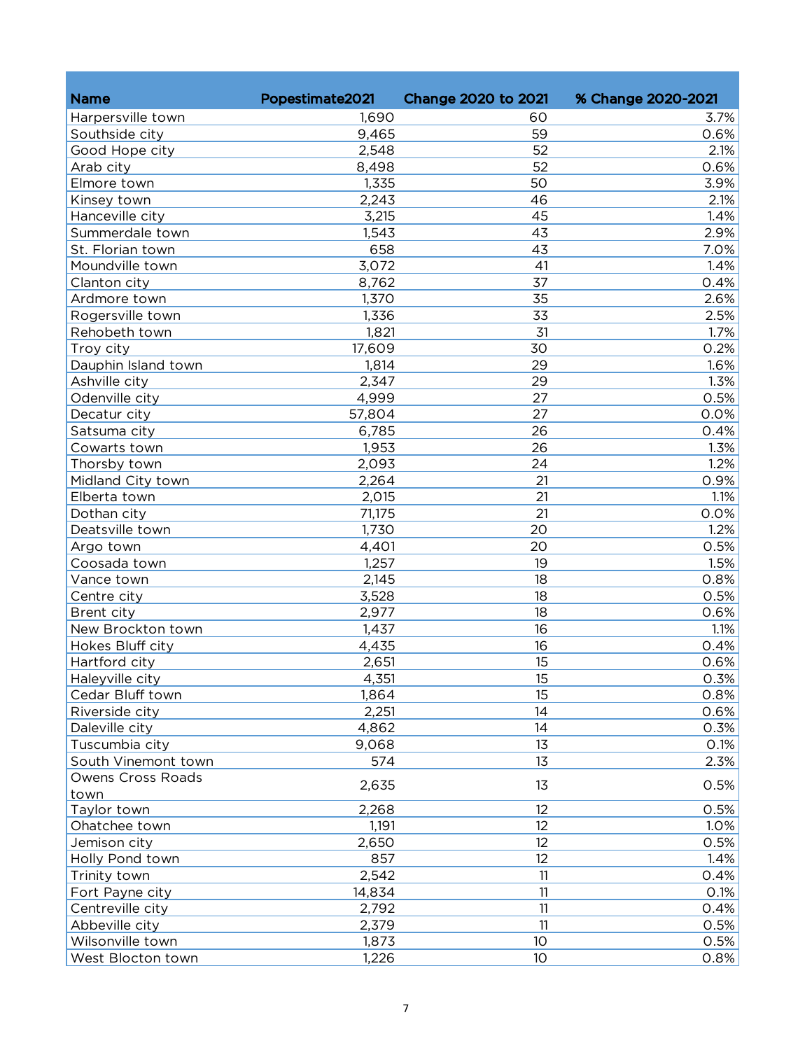| Name | Popestimate2021 | Change 2020 to 2021 | % Change 2020-2021 |
|---|---|---|---|
| Harpersville town | 1,690 | 60 | 3.7% |
| Southside city | 9,465 | 59 | 0.6% |
| Good Hope city | 2,548 | 52 | 2.1% |
| Arab city | 8,498 | 52 | 0.6% |
| Elmore town | 1,335 | 50 | 3.9% |
| Kinsey town | 2,243 | 46 | 2.1% |
| Hanceville city | 3,215 | 45 | 1.4% |
| Summerdale town | 1,543 | 43 | 2.9% |
| St. Florian town | 658 | 43 | 7.0% |
| Moundville town | 3,072 | 41 | 1.4% |
| Clanton city | 8,762 | 37 | 0.4% |
| Ardmore town | 1,370 | 35 | 2.6% |
| Rogersville town | 1,336 | 33 | 2.5% |
| Rehobeth town | 1,821 | 31 | 1.7% |
| Troy city | 17,609 | 30 | 0.2% |
| Dauphin Island town | 1,814 | 29 | 1.6% |
| Ashville city | 2,347 | 29 | 1.3% |
| Odenville city | 4,999 | 27 | 0.5% |
| Decatur city | 57,804 | 27 | 0.0% |
| Satsuma city | 6,785 | 26 | 0.4% |
| Cowarts town | 1,953 | 26 | 1.3% |
| Thorsby town | 2,093 | 24 | 1.2% |
| Midland City town | 2,264 | 21 | 0.9% |
| Elberta town | 2,015 | 21 | 1.1% |
| Dothan city | 71,175 | 21 | 0.0% |
| Deatsville town | 1,730 | 20 | 1.2% |
| Argo town | 4,401 | 20 | 0.5% |
| Coosada town | 1,257 | 19 | 1.5% |
| Vance town | 2,145 | 18 | 0.8% |
| Centre city | 3,528 | 18 | 0.5% |
| Brent city | 2,977 | 18 | 0.6% |
| New Brockton town | 1,437 | 16 | 1.1% |
| Hokes Bluff city | 4,435 | 16 | 0.4% |
| Hartford city | 2,651 | 15 | 0.6% |
| Haleyville city | 4,351 | 15 | 0.3% |
| Cedar Bluff town | 1,864 | 15 | 0.8% |
| Riverside city | 2,251 | 14 | 0.6% |
| Daleville city | 4,862 | 14 | 0.3% |
| Tuscumbia city | 9,068 | 13 | 0.1% |
| South Vinemont town | 574 | 13 | 2.3% |
| Owens Cross Roads town | 2,635 | 13 | 0.5% |
| Taylor town | 2,268 | 12 | 0.5% |
| Ohatchee town | 1,191 | 12 | 1.0% |
| Jemison city | 2,650 | 12 | 0.5% |
| Holly Pond town | 857 | 12 | 1.4% |
| Trinity town | 2,542 | 11 | 0.4% |
| Fort Payne city | 14,834 | 11 | 0.1% |
| Centreville city | 2,792 | 11 | 0.4% |
| Abbeville city | 2,379 | 11 | 0.5% |
| Wilsonville town | 1,873 | 10 | 0.5% |
| West Blocton town | 1,226 | 10 | 0.8% |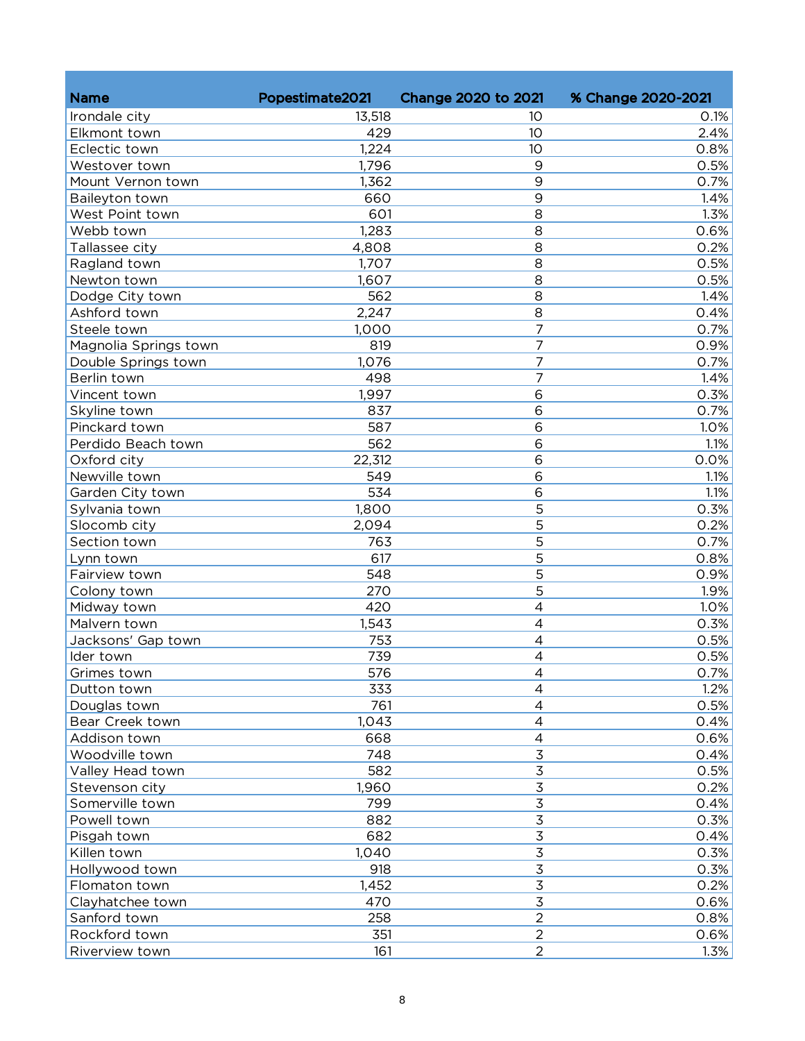| Name | Popestimate2021 | Change 2020 to 2021 | % Change 2020-2021 |
|---|---|---|---|
| Irondale city | 13,518 | 10 | 0.1% |
| Elkmont town | 429 | 10 | 2.4% |
| Eclectic town | 1,224 | 10 | 0.8% |
| Westover town | 1,796 | 9 | 0.5% |
| Mount Vernon town | 1,362 | 9 | 0.7% |
| Baileyton town | 660 | 9 | 1.4% |
| West Point town | 601 | 8 | 1.3% |
| Webb town | 1,283 | 8 | 0.6% |
| Tallassee city | 4,808 | 8 | 0.2% |
| Ragland town | 1,707 | 8 | 0.5% |
| Newton town | 1,607 | 8 | 0.5% |
| Dodge City town | 562 | 8 | 1.4% |
| Ashford town | 2,247 | 8 | 0.4% |
| Steele town | 1,000 | 7 | 0.7% |
| Magnolia Springs town | 819 | 7 | 0.9% |
| Double Springs town | 1,076 | 7 | 0.7% |
| Berlin town | 498 | 7 | 1.4% |
| Vincent town | 1,997 | 6 | 0.3% |
| Skyline town | 837 | 6 | 0.7% |
| Pinckard town | 587 | 6 | 1.0% |
| Perdido Beach town | 562 | 6 | 1.1% |
| Oxford city | 22,312 | 6 | 0.0% |
| Newville town | 549 | 6 | 1.1% |
| Garden City town | 534 | 6 | 1.1% |
| Sylvania town | 1,800 | 5 | 0.3% |
| Slocomb city | 2,094 | 5 | 0.2% |
| Section town | 763 | 5 | 0.7% |
| Lynn town | 617 | 5 | 0.8% |
| Fairview town | 548 | 5 | 0.9% |
| Colony town | 270 | 5 | 1.9% |
| Midway town | 420 | 4 | 1.0% |
| Malvern town | 1,543 | 4 | 0.3% |
| Jacksons' Gap town | 753 | 4 | 0.5% |
| Ider town | 739 | 4 | 0.5% |
| Grimes town | 576 | 4 | 0.7% |
| Dutton town | 333 | 4 | 1.2% |
| Douglas town | 761 | 4 | 0.5% |
| Bear Creek town | 1,043 | 4 | 0.4% |
| Addison town | 668 | 4 | 0.6% |
| Woodville town | 748 | 3 | 0.4% |
| Valley Head town | 582 | 3 | 0.5% |
| Stevenson city | 1,960 | 3 | 0.2% |
| Somerville town | 799 | 3 | 0.4% |
| Powell town | 882 | 3 | 0.3% |
| Pisgah town | 682 | 3 | 0.4% |
| Killen town | 1,040 | 3 | 0.3% |
| Hollywood town | 918 | 3 | 0.3% |
| Flomaton town | 1,452 | 3 | 0.2% |
| Clayhatchee town | 470 | 3 | 0.6% |
| Sanford town | 258 | 2 | 0.8% |
| Rockford town | 351 | 2 | 0.6% |
| Riverview town | 161 | 2 | 1.3% |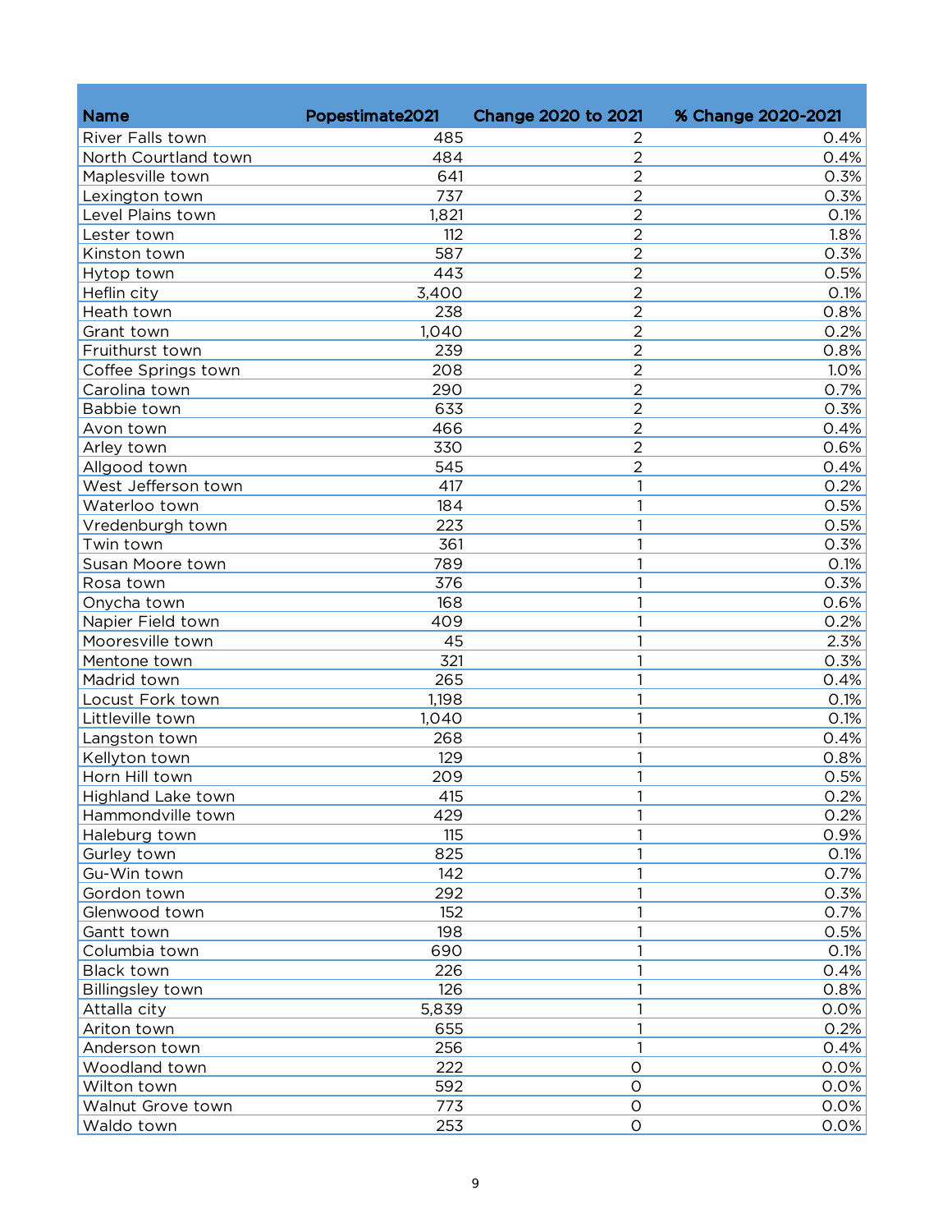| Name | Popestimate2021 | Change 2020 to 2021 | % Change 2020-2021 |
|---|---|---|---|
| River Falls town | 485 | 2 | 0.4% |
| North Courtland town | 484 | 2 | 0.4% |
| Maplesville town | 641 | 2 | 0.3% |
| Lexington town | 737 | 2 | 0.3% |
| Level Plains town | 1,821 | 2 | 0.1% |
| Lester town | 112 | 2 | 1.8% |
| Kinston town | 587 | 2 | 0.3% |
| Hytop town | 443 | 2 | 0.5% |
| Heflin city | 3,400 | 2 | 0.1% |
| Heath town | 238 | 2 | 0.8% |
| Grant town | 1,040 | 2 | 0.2% |
| Fruithurst town | 239 | 2 | 0.8% |
| Coffee Springs town | 208 | 2 | 1.0% |
| Carolina town | 290 | 2 | 0.7% |
| Babbie town | 633 | 2 | 0.3% |
| Avon town | 466 | 2 | 0.4% |
| Arley town | 330 | 2 | 0.6% |
| Allgood town | 545 | 2 | 0.4% |
| West Jefferson town | 417 | 1 | 0.2% |
| Waterloo town | 184 | 1 | 0.5% |
| Vredenburgh town | 223 | 1 | 0.5% |
| Twin town | 361 | 1 | 0.3% |
| Susan Moore town | 789 | 1 | 0.1% |
| Rosa town | 376 | 1 | 0.3% |
| Onycha town | 168 | 1 | 0.6% |
| Napier Field town | 409 | 1 | 0.2% |
| Mooresville town | 45 | 1 | 2.3% |
| Mentone town | 321 | 1 | 0.3% |
| Madrid town | 265 | 1 | 0.4% |
| Locust Fork town | 1,198 | 1 | 0.1% |
| Littleville town | 1,040 | 1 | 0.1% |
| Langston town | 268 | 1 | 0.4% |
| Kellyton town | 129 | 1 | 0.8% |
| Horn Hill town | 209 | 1 | 0.5% |
| Highland Lake town | 415 | 1 | 0.2% |
| Hammondville town | 429 | 1 | 0.2% |
| Haleburg town | 115 | 1 | 0.9% |
| Gurley town | 825 | 1 | 0.1% |
| Gu-Win town | 142 | 1 | 0.7% |
| Gordon town | 292 | 1 | 0.3% |
| Glenwood town | 152 | 1 | 0.7% |
| Gantt town | 198 | 1 | 0.5% |
| Columbia town | 690 | 1 | 0.1% |
| Black town | 226 | 1 | 0.4% |
| Billingsley town | 126 | 1 | 0.8% |
| Attalla city | 5,839 | 1 | 0.0% |
| Ariton town | 655 | 1 | 0.2% |
| Anderson town | 256 | 1 | 0.4% |
| Woodland town | 222 | 0 | 0.0% |
| Wilton town | 592 | 0 | 0.0% |
| Walnut Grove town | 773 | 0 | 0.0% |
| Waldo town | 253 | 0 | 0.0% |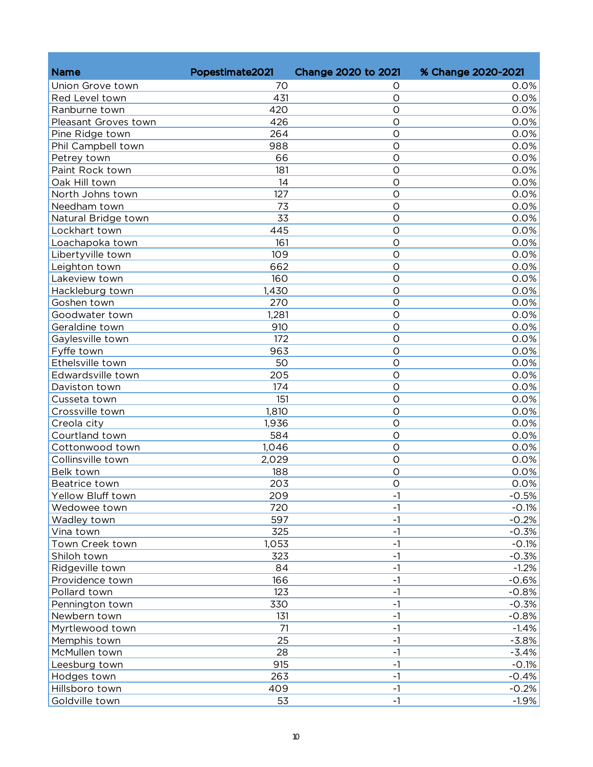| Name | Popestimate2021 | Change 2020 to 2021 | % Change 2020-2021 |
|---|---|---|---|
| Union Grove town | 70 | 0 | 0.0% |
| Red Level town | 431 | 0 | 0.0% |
| Ranburne town | 420 | 0 | 0.0% |
| Pleasant Groves town | 426 | 0 | 0.0% |
| Pine Ridge town | 264 | 0 | 0.0% |
| Phil Campbell town | 988 | 0 | 0.0% |
| Petrey town | 66 | 0 | 0.0% |
| Paint Rock town | 181 | 0 | 0.0% |
| Oak Hill town | 14 | 0 | 0.0% |
| North Johns town | 127 | 0 | 0.0% |
| Needham town | 73 | 0 | 0.0% |
| Natural Bridge town | 33 | 0 | 0.0% |
| Lockhart town | 445 | 0 | 0.0% |
| Loachapoka town | 161 | 0 | 0.0% |
| Libertyville town | 109 | 0 | 0.0% |
| Leighton town | 662 | 0 | 0.0% |
| Lakeview town | 160 | 0 | 0.0% |
| Hackleburg town | 1,430 | 0 | 0.0% |
| Goshen town | 270 | 0 | 0.0% |
| Goodwater town | 1,281 | 0 | 0.0% |
| Geraldine town | 910 | 0 | 0.0% |
| Gaylesville town | 172 | 0 | 0.0% |
| Fyffe town | 963 | 0 | 0.0% |
| Ethelsville town | 50 | 0 | 0.0% |
| Edwardsville town | 205 | 0 | 0.0% |
| Daviston town | 174 | 0 | 0.0% |
| Cusseta town | 151 | 0 | 0.0% |
| Crossville town | 1,810 | 0 | 0.0% |
| Creola city | 1,936 | 0 | 0.0% |
| Courtland town | 584 | 0 | 0.0% |
| Cottonwood town | 1,046 | 0 | 0.0% |
| Collinsville town | 2,029 | 0 | 0.0% |
| Belk town | 188 | 0 | 0.0% |
| Beatrice town | 203 | 0 | 0.0% |
| Yellow Bluff town | 209 | -1 | -0.5% |
| Wedowee town | 720 | -1 | -0.1% |
| Wadley town | 597 | -1 | -0.2% |
| Vina town | 325 | -1 | -0.3% |
| Town Creek town | 1,053 | -1 | -0.1% |
| Shiloh town | 323 | -1 | -0.3% |
| Ridgeville town | 84 | -1 | -1.2% |
| Providence town | 166 | -1 | -0.6% |
| Pollard town | 123 | -1 | -0.8% |
| Pennington town | 330 | -1 | -0.3% |
| Newbern town | 131 | -1 | -0.8% |
| Myrtlewood town | 71 | -1 | -1.4% |
| Memphis town | 25 | -1 | -3.8% |
| McMullen town | 28 | -1 | -3.4% |
| Leesburg town | 915 | -1 | -0.1% |
| Hodges town | 263 | -1 | -0.4% |
| Hillsboro town | 409 | -1 | -0.2% |
| Goldville town | 53 | -1 | -1.9% |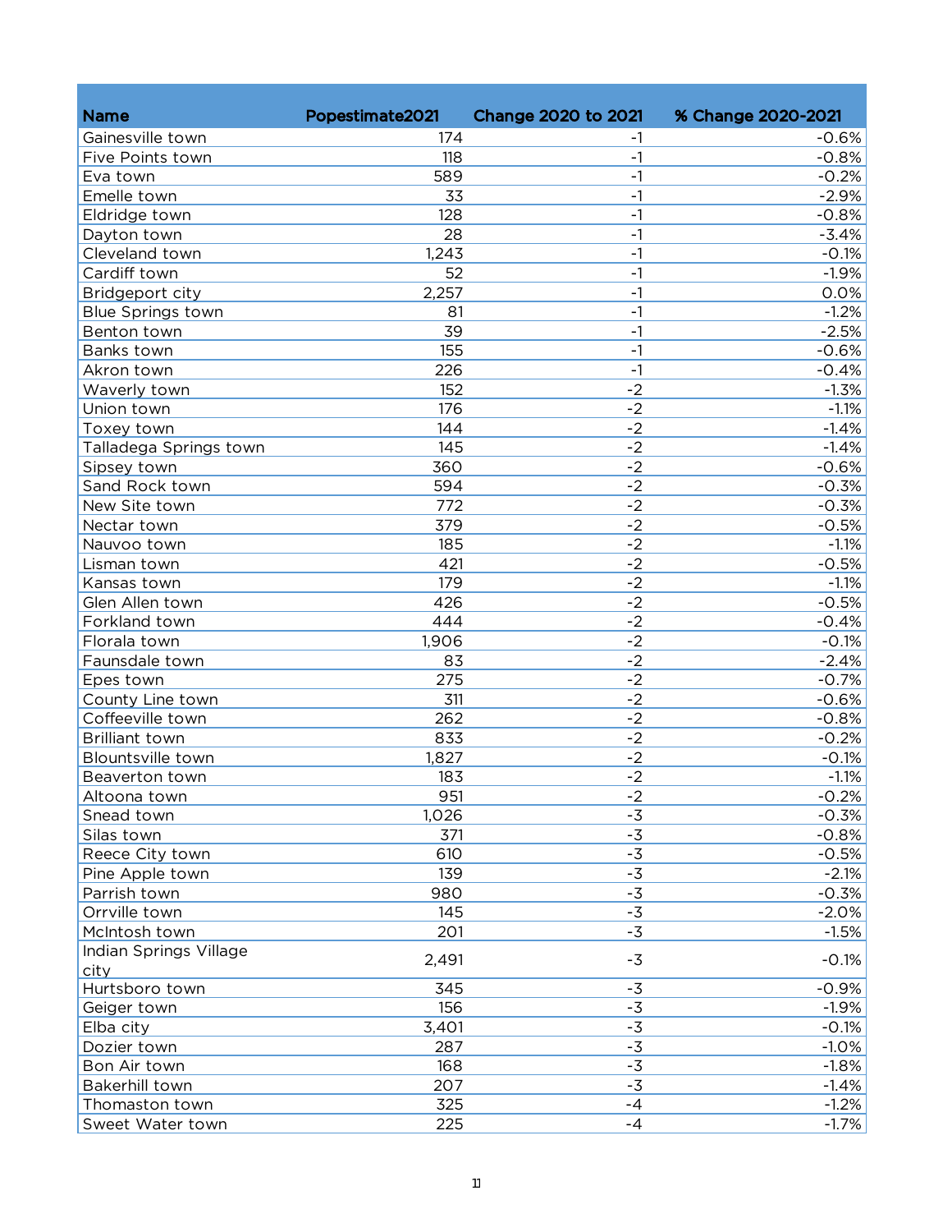| Name | Popestimate2021 | Change 2020 to 2021 | % Change 2020-2021 |
|---|---|---|---|
| Gainesville town | 174 | -1 | -0.6% |
| Five Points town | 118 | -1 | -0.8% |
| Eva town | 589 | -1 | -0.2% |
| Emelle town | 33 | -1 | -2.9% |
| Eldridge town | 128 | -1 | -0.8% |
| Dayton town | 28 | -1 | -3.4% |
| Cleveland town | 1,243 | -1 | -0.1% |
| Cardiff town | 52 | -1 | -1.9% |
| Bridgeport city | 2,257 | -1 | 0.0% |
| Blue Springs town | 81 | -1 | -1.2% |
| Benton town | 39 | -1 | -2.5% |
| Banks town | 155 | -1 | -0.6% |
| Akron town | 226 | -1 | -0.4% |
| Waverly town | 152 | -2 | -1.3% |
| Union town | 176 | -2 | -1.1% |
| Toxey town | 144 | -2 | -1.4% |
| Talladega Springs town | 145 | -2 | -1.4% |
| Sipsey town | 360 | -2 | -0.6% |
| Sand Rock town | 594 | -2 | -0.3% |
| New Site town | 772 | -2 | -0.3% |
| Nectar town | 379 | -2 | -0.5% |
| Nauvoo town | 185 | -2 | -1.1% |
| Lisman town | 421 | -2 | -0.5% |
| Kansas town | 179 | -2 | -1.1% |
| Glen Allen town | 426 | -2 | -0.5% |
| Forkland town | 444 | -2 | -0.4% |
| Florala town | 1,906 | -2 | -0.1% |
| Faunsdale town | 83 | -2 | -2.4% |
| Epes town | 275 | -2 | -0.7% |
| County Line town | 311 | -2 | -0.6% |
| Coffeeville town | 262 | -2 | -0.8% |
| Brilliant town | 833 | -2 | -0.2% |
| Blountsville town | 1,827 | -2 | -0.1% |
| Beaverton town | 183 | -2 | -1.1% |
| Altoona town | 951 | -2 | -0.2% |
| Snead town | 1,026 | -3 | -0.3% |
| Silas town | 371 | -3 | -0.8% |
| Reece City town | 610 | -3 | -0.5% |
| Pine Apple town | 139 | -3 | -2.1% |
| Parrish town | 980 | -3 | -0.3% |
| Orrville town | 145 | -3 | -2.0% |
| McIntosh town | 201 | -3 | -1.5% |
| Indian Springs Village city | 2,491 | -3 | -0.1% |
| Hurtsboro town | 345 | -3 | -0.9% |
| Geiger town | 156 | -3 | -1.9% |
| Elba city | 3,401 | -3 | -0.1% |
| Dozier town | 287 | -3 | -1.0% |
| Bon Air town | 168 | -3 | -1.8% |
| Bakerhill town | 207 | -3 | -1.4% |
| Thomaston town | 325 | -4 | -1.2% |
| Sweet Water town | 225 | -4 | -1.7% |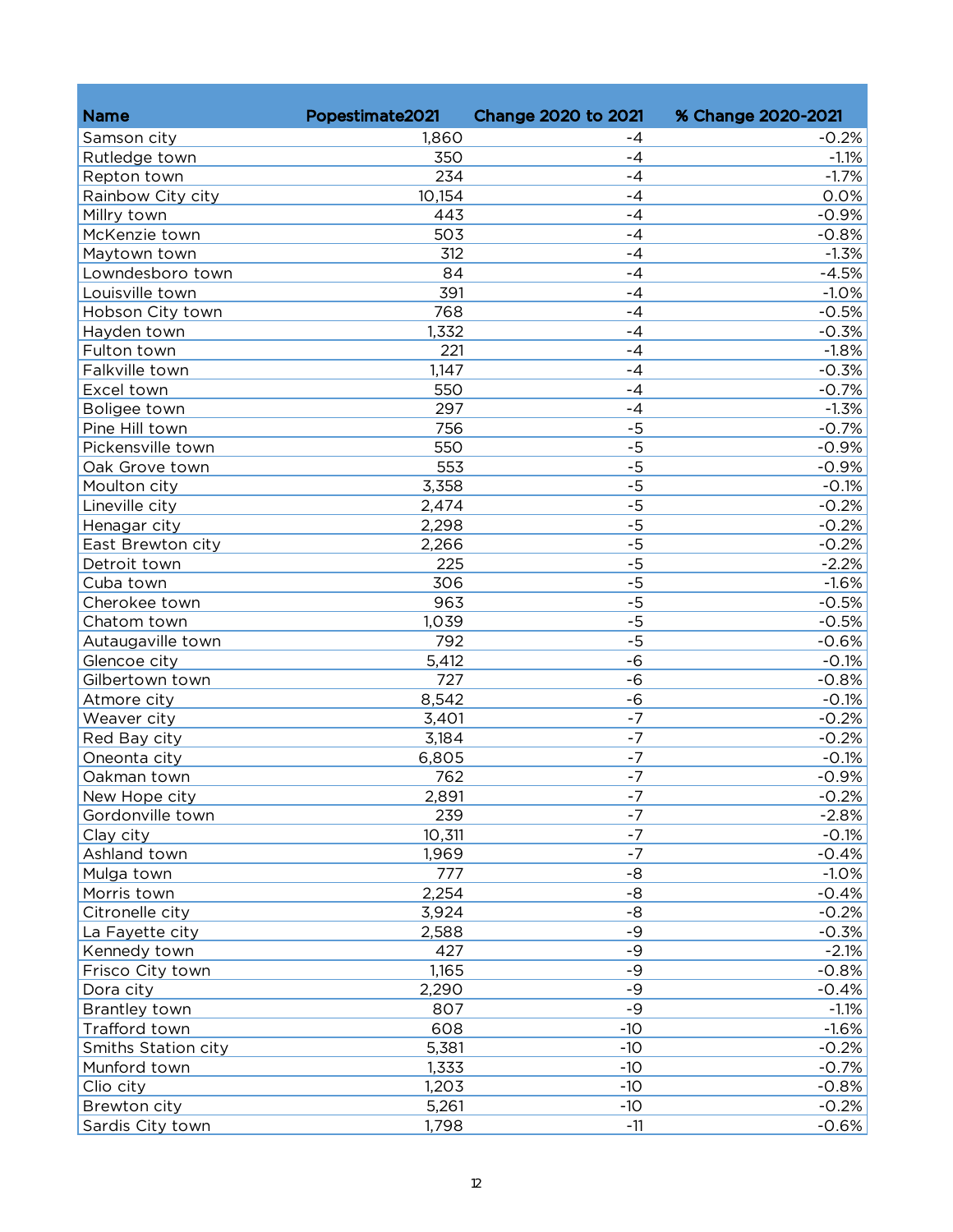| Name | Popestimate2021 | Change 2020 to 2021 | % Change 2020-2021 |
|---|---|---|---|
| Samson city | 1,860 | -4 | -0.2% |
| Rutledge town | 350 | -4 | -1.1% |
| Repton town | 234 | -4 | -1.7% |
| Rainbow City city | 10,154 | -4 | 0.0% |
| Millry town | 443 | -4 | -0.9% |
| McKenzie town | 503 | -4 | -0.8% |
| Maytown town | 312 | -4 | -1.3% |
| Lowndesboro town | 84 | -4 | -4.5% |
| Louisville town | 391 | -4 | -1.0% |
| Hobson City town | 768 | -4 | -0.5% |
| Hayden town | 1,332 | -4 | -0.3% |
| Fulton town | 221 | -4 | -1.8% |
| Falkville town | 1,147 | -4 | -0.3% |
| Excel town | 550 | -4 | -0.7% |
| Boligee town | 297 | -4 | -1.3% |
| Pine Hill town | 756 | -5 | -0.7% |
| Pickensville town | 550 | -5 | -0.9% |
| Oak Grove town | 553 | -5 | -0.9% |
| Moulton city | 3,358 | -5 | -0.1% |
| Lineville city | 2,474 | -5 | -0.2% |
| Henagar city | 2,298 | -5 | -0.2% |
| East Brewton city | 2,266 | -5 | -0.2% |
| Detroit town | 225 | -5 | -2.2% |
| Cuba town | 306 | -5 | -1.6% |
| Cherokee town | 963 | -5 | -0.5% |
| Chatom town | 1,039 | -5 | -0.5% |
| Autaugaville town | 792 | -5 | -0.6% |
| Glencoe city | 5,412 | -6 | -0.1% |
| Gilbertown town | 727 | -6 | -0.8% |
| Atmore city | 8,542 | -6 | -0.1% |
| Weaver city | 3,401 | -7 | -0.2% |
| Red Bay city | 3,184 | -7 | -0.2% |
| Oneonta city | 6,805 | -7 | -0.1% |
| Oakman town | 762 | -7 | -0.9% |
| New Hope city | 2,891 | -7 | -0.2% |
| Gordonville town | 239 | -7 | -2.8% |
| Clay city | 10,311 | -7 | -0.1% |
| Ashland town | 1,969 | -7 | -0.4% |
| Mulga town | 777 | -8 | -1.0% |
| Morris town | 2,254 | -8 | -0.4% |
| Citronelle city | 3,924 | -8 | -0.2% |
| La Fayette city | 2,588 | -9 | -0.3% |
| Kennedy town | 427 | -9 | -2.1% |
| Frisco City town | 1,165 | -9 | -0.8% |
| Dora city | 2,290 | -9 | -0.4% |
| Brantley town | 807 | -9 | -1.1% |
| Trafford town | 608 | -10 | -1.6% |
| Smiths Station city | 5,381 | -10 | -0.2% |
| Munford town | 1,333 | -10 | -0.7% |
| Clio city | 1,203 | -10 | -0.8% |
| Brewton city | 5,261 | -10 | -0.2% |
| Sardis City town | 1,798 | -11 | -0.6% |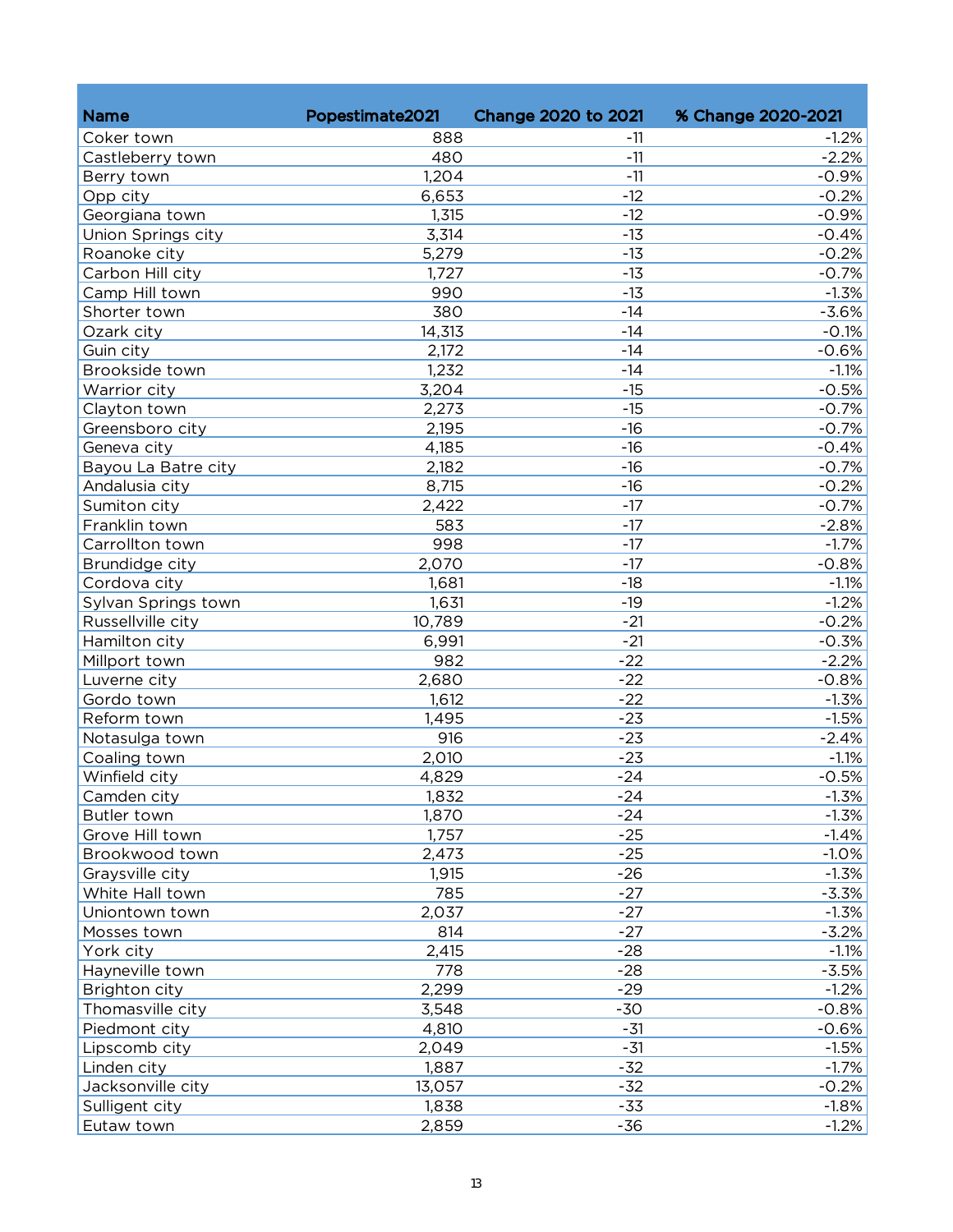| Name | Popestimate2021 | Change 2020 to 2021 | % Change 2020-2021 |
|---|---|---|---|
| Coker town | 888 | -11 | -1.2% |
| Castleberry town | 480 | -11 | -2.2% |
| Berry town | 1,204 | -11 | -0.9% |
| Opp city | 6,653 | -12 | -0.2% |
| Georgiana town | 1,315 | -12 | -0.9% |
| Union Springs city | 3,314 | -13 | -0.4% |
| Roanoke city | 5,279 | -13 | -0.2% |
| Carbon Hill city | 1,727 | -13 | -0.7% |
| Camp Hill town | 990 | -13 | -1.3% |
| Shorter town | 380 | -14 | -3.6% |
| Ozark city | 14,313 | -14 | -0.1% |
| Guin city | 2,172 | -14 | -0.6% |
| Brookside town | 1,232 | -14 | -1.1% |
| Warrior city | 3,204 | -15 | -0.5% |
| Clayton town | 2,273 | -15 | -0.7% |
| Greensboro city | 2,195 | -16 | -0.7% |
| Geneva city | 4,185 | -16 | -0.4% |
| Bayou La Batre city | 2,182 | -16 | -0.7% |
| Andalusia city | 8,715 | -16 | -0.2% |
| Sumiton city | 2,422 | -17 | -0.7% |
| Franklin town | 583 | -17 | -2.8% |
| Carrollton town | 998 | -17 | -1.7% |
| Brundidge city | 2,070 | -17 | -0.8% |
| Cordova city | 1,681 | -18 | -1.1% |
| Sylvan Springs town | 1,631 | -19 | -1.2% |
| Russellville city | 10,789 | -21 | -0.2% |
| Hamilton city | 6,991 | -21 | -0.3% |
| Millport town | 982 | -22 | -2.2% |
| Luverne city | 2,680 | -22 | -0.8% |
| Gordo town | 1,612 | -22 | -1.3% |
| Reform town | 1,495 | -23 | -1.5% |
| Notasulga town | 916 | -23 | -2.4% |
| Coaling town | 2,010 | -23 | -1.1% |
| Winfield city | 4,829 | -24 | -0.5% |
| Camden city | 1,832 | -24 | -1.3% |
| Butler town | 1,870 | -24 | -1.3% |
| Grove Hill town | 1,757 | -25 | -1.4% |
| Brookwood town | 2,473 | -25 | -1.0% |
| Graysville city | 1,915 | -26 | -1.3% |
| White Hall town | 785 | -27 | -3.3% |
| Uniontown town | 2,037 | -27 | -1.3% |
| Mosses town | 814 | -27 | -3.2% |
| York city | 2,415 | -28 | -1.1% |
| Hayneville town | 778 | -28 | -3.5% |
| Brighton city | 2,299 | -29 | -1.2% |
| Thomasville city | 3,548 | -30 | -0.8% |
| Piedmont city | 4,810 | -31 | -0.6% |
| Lipscomb city | 2,049 | -31 | -1.5% |
| Linden city | 1,887 | -32 | -1.7% |
| Jacksonville city | 13,057 | -32 | -0.2% |
| Sulligent city | 1,838 | -33 | -1.8% |
| Eutaw town | 2,859 | -36 | -1.2% |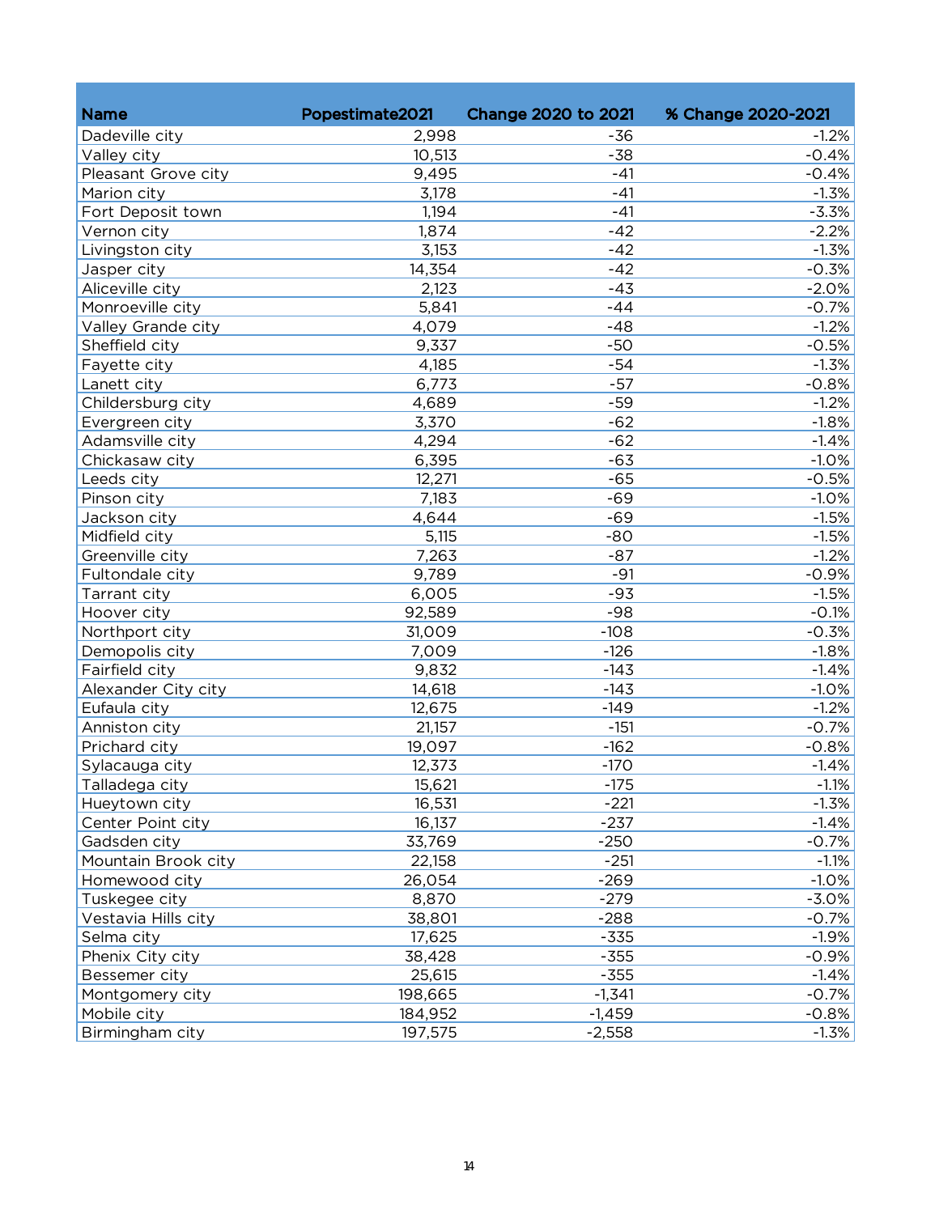| Name | Popestimate2021 | Change 2020 to 2021 | % Change 2020-2021 |
|---|---|---|---|
| Dadeville city | 2,998 | -36 | -1.2% |
| Valley city | 10,513 | -38 | -0.4% |
| Pleasant Grove city | 9,495 | -41 | -0.4% |
| Marion city | 3,178 | -41 | -1.3% |
| Fort Deposit town | 1,194 | -41 | -3.3% |
| Vernon city | 1,874 | -42 | -2.2% |
| Livingston city | 3,153 | -42 | -1.3% |
| Jasper city | 14,354 | -42 | -0.3% |
| Aliceville city | 2,123 | -43 | -2.0% |
| Monroeville city | 5,841 | -44 | -0.7% |
| Valley Grande city | 4,079 | -48 | -1.2% |
| Sheffield city | 9,337 | -50 | -0.5% |
| Fayette city | 4,185 | -54 | -1.3% |
| Lanett city | 6,773 | -57 | -0.8% |
| Childersburg city | 4,689 | -59 | -1.2% |
| Evergreen city | 3,370 | -62 | -1.8% |
| Adamsville city | 4,294 | -62 | -1.4% |
| Chickasaw city | 6,395 | -63 | -1.0% |
| Leeds city | 12,271 | -65 | -0.5% |
| Pinson city | 7,183 | -69 | -1.0% |
| Jackson city | 4,644 | -69 | -1.5% |
| Midfield city | 5,115 | -80 | -1.5% |
| Greenville city | 7,263 | -87 | -1.2% |
| Fultondale city | 9,789 | -91 | -0.9% |
| Tarrant city | 6,005 | -93 | -1.5% |
| Hoover city | 92,589 | -98 | -0.1% |
| Northport city | 31,009 | -108 | -0.3% |
| Demopolis city | 7,009 | -126 | -1.8% |
| Fairfield city | 9,832 | -143 | -1.4% |
| Alexander City city | 14,618 | -143 | -1.0% |
| Eufaula city | 12,675 | -149 | -1.2% |
| Anniston city | 21,157 | -151 | -0.7% |
| Prichard city | 19,097 | -162 | -0.8% |
| Sylacauga city | 12,373 | -170 | -1.4% |
| Talladega city | 15,621 | -175 | -1.1% |
| Hueytown city | 16,531 | -221 | -1.3% |
| Center Point city | 16,137 | -237 | -1.4% |
| Gadsden city | 33,769 | -250 | -0.7% |
| Mountain Brook city | 22,158 | -251 | -1.1% |
| Homewood city | 26,054 | -269 | -1.0% |
| Tuskegee city | 8,870 | -279 | -3.0% |
| Vestavia Hills city | 38,801 | -288 | -0.7% |
| Selma city | 17,625 | -335 | -1.9% |
| Phenix City city | 38,428 | -355 | -0.9% |
| Bessemer city | 25,615 | -355 | -1.4% |
| Montgomery city | 198,665 | -1,341 | -0.7% |
| Mobile city | 184,952 | -1,459 | -0.8% |
| Birmingham city | 197,575 | -2,558 | -1.3% |